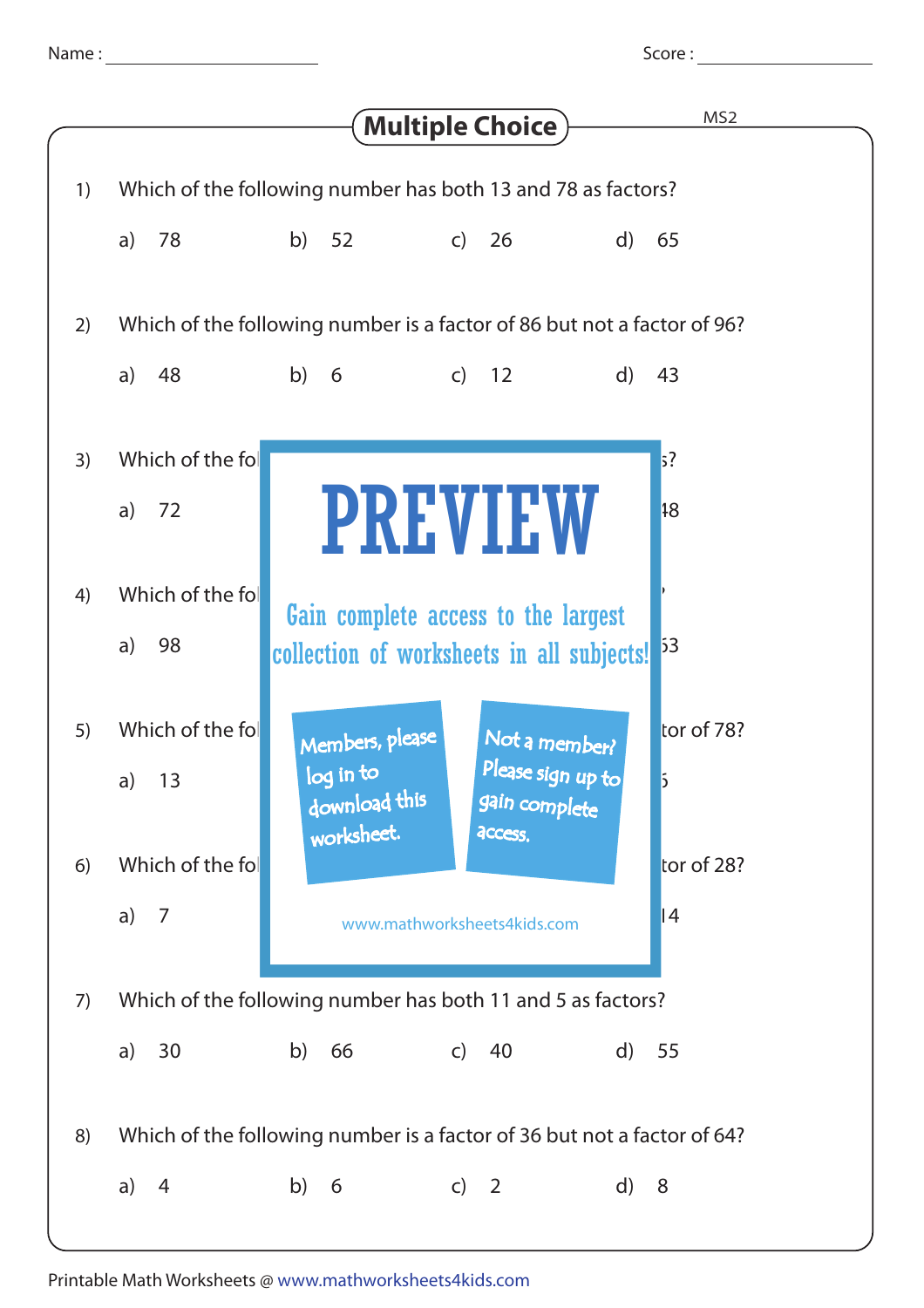Name : ____________________ Score : ____________________

# Multiple Choice

MS2

1) Which of the following number has both 13 and 78 as factors?

a) 78 b) 52 c) 26 d) 65

2) Which of the following number is a factor of 86 but not a factor of 96?

a) 48 b) 6 c) 12 d) 43

3) Which of the fol s?

a) 72 48

PREVIEW

Gain complete access to the largest collection of worksheets in all subjects!

4) Which of the fol ?

a) 98 63

5) Which of the fol tor of 78?

a) 13 6

Members, please log in to download this worksheet.

Not a member? Please sign up to gain complete access.

6) Which of the fol tor of 28?

a) 7 14

www.mathworksheets4kids.com

7) Which of the following number has both 11 and 5 as factors?

a) 30 b) 66 c) 40 d) 55

8) Which of the following number is a factor of 36 but not a factor of 64?

a) 4 b) 6 c) 2 d) 8

Printable Math Worksheets @ www.mathworksheets4kids.com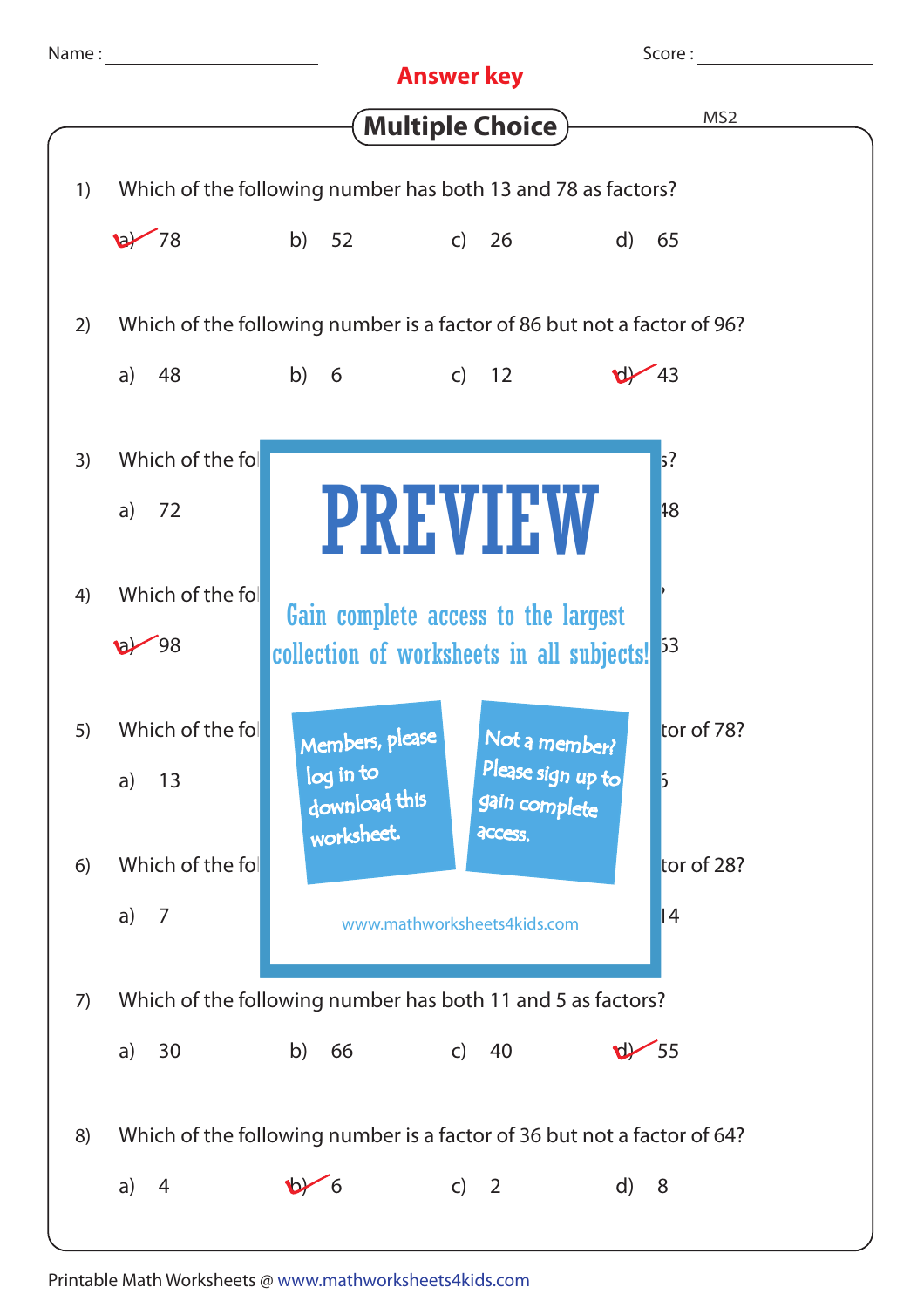Name : ____________________ Score : ____________________

**Answer key**

## Multiple Choice

MS2

1) Which of the following number has both 13 and 78 as factors?

a) 78 ✓ b) 52 c) 26 d) 65

2) Which of the following number is a factor of 86 but not a factor of 96?

a) 48 b) 6 c) 12 d) 43 ✓

3) Which of the fo ...s?

a) 72 ... 48

4) Which of the fo ...

a) 98 ✓ ... 63

5) Which of the fo ... tor of 78?

a) 13 ... 6

6) Which of the fo ... tor of 28?

a) 7 ... 14

PREVIEW

Gain complete access to the largest collection of worksheets in all subjects!

Members, please log in to download this worksheet.

Not a member? Please sign up to gain complete access.

www.mathworksheets4kids.com

7) Which of the following number has both 11 and 5 as factors?

a) 30 b) 66 c) 40 d) 55 ✓

8) Which of the following number is a factor of 36 but not a factor of 64?

a) 4 b) 6 ✓ c) 2 d) 8

Printable Math Worksheets @ www.mathworksheets4kids.com